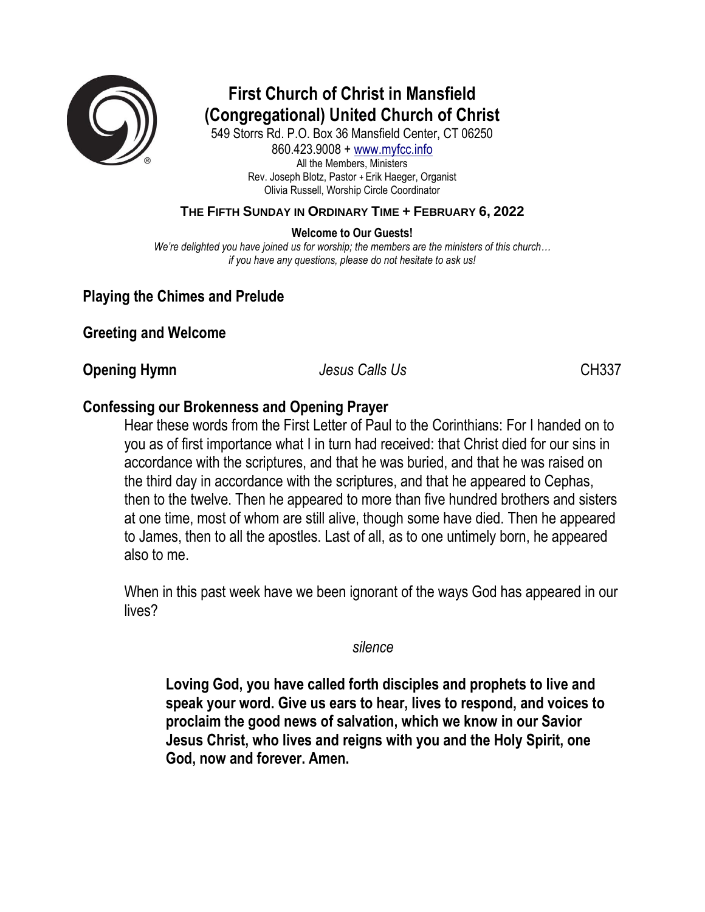# First Church of Christ in Mansfield (Congregational) United Church of Christ

549 Storrs Rd. P.O. Box 36 Mansfield Center, CT 06250
860.423.9008 + www.myfcc.info
All the Members, Ministers
Rev. Joseph Blotz, Pastor + Erik Haeger, Organist
Olivia Russell, Worship Circle Coordinator

**THE FIFTH SUNDAY IN ORDINARY TIME + FEBRUARY 6, 2022**

**Welcome to Our Guests!**

*We're delighted you have joined us for worship; the members are the ministers of this church… if you have any questions, please do not hesitate to ask us!*

## Playing the Chimes and Prelude

## Greeting and Welcome

## Opening Hymn *Jesus Calls Us* CH337

## Confessing our Brokenness and Opening Prayer

Hear these words from the First Letter of Paul to the Corinthians: For I handed on to you as of first importance what I in turn had received: that Christ died for our sins in accordance with the scriptures, and that he was buried, and that he was raised on the third day in accordance with the scriptures, and that he appeared to Cephas, then to the twelve. Then he appeared to more than five hundred brothers and sisters at one time, most of whom are still alive, though some have died. Then he appeared to James, then to all the apostles. Last of all, as to one untimely born, he appeared also to me.

When in this past week have we been ignorant of the ways God has appeared in our lives?

*silence*

**Loving God, you have called forth disciples and prophets to live and speak your word. Give us ears to hear, lives to respond, and voices to proclaim the good news of salvation, which we know in our Savior Jesus Christ, who lives and reigns with you and the Holy Spirit, one God, now and forever. Amen.**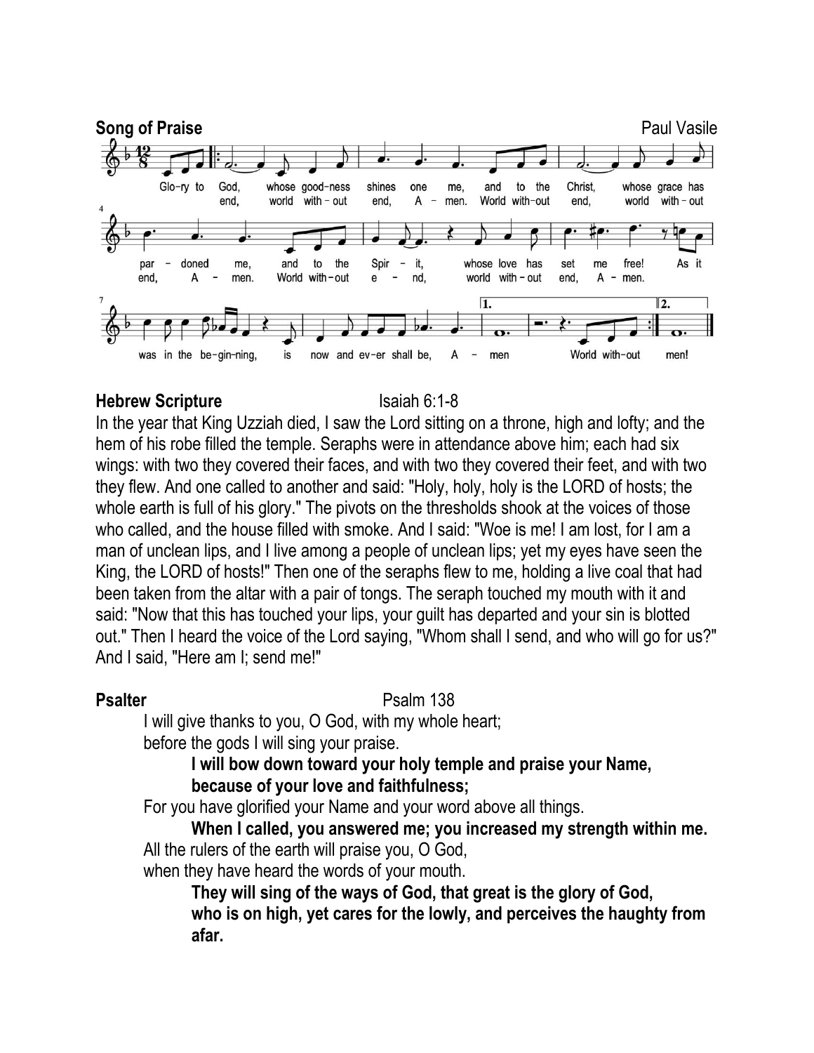**Song of Praise** Paul Vasile

Glo-ry to God, whose good-ness shines one me, and to the Christ, whose grace has par-doned me, and to the Spir-it, whose love has set me free! As it was in the be-gin-ning, is now and ev-er shall be, A-men

end, world with-out end, A-men. World with-out end, world with-out end, A-men. World with-out e-nd, world with-out end, A-men.

World with-out men!

**Hebrew Scripture** Isaiah 6:1-8

In the year that King Uzziah died, I saw the Lord sitting on a throne, high and lofty; and the hem of his robe filled the temple. Seraphs were in attendance above him; each had six wings: with two they covered their faces, and with two they covered their feet, and with two they flew. And one called to another and said: "Holy, holy, holy is the LORD of hosts; the whole earth is full of his glory." The pivots on the thresholds shook at the voices of those who called, and the house filled with smoke. And I said: "Woe is me! I am lost, for I am a man of unclean lips, and I live among a people of unclean lips; yet my eyes have seen the King, the LORD of hosts!" Then one of the seraphs flew to me, holding a live coal that had been taken from the altar with a pair of tongs. The seraph touched my mouth with it and said: "Now that this has touched your lips, your guilt has departed and your sin is blotted out." Then I heard the voice of the Lord saying, "Whom shall I send, and who will go for us?" And I said, "Here am I; send me!"

**Psalter** Psalm 138

I will give thanks to you, O God, with my whole heart;
before the gods I will sing your praise.

**I will bow down toward your holy temple and praise your Name,**
**because of your love and faithfulness;**

For you have glorified your Name and your word above all things.

**When I called, you answered me; you increased my strength within me.**

All the rulers of the earth will praise you, O God,
when they have heard the words of your mouth.

**They will sing of the ways of God, that great is the glory of God,**
**who is on high, yet cares for the lowly, and perceives the haughty from afar.**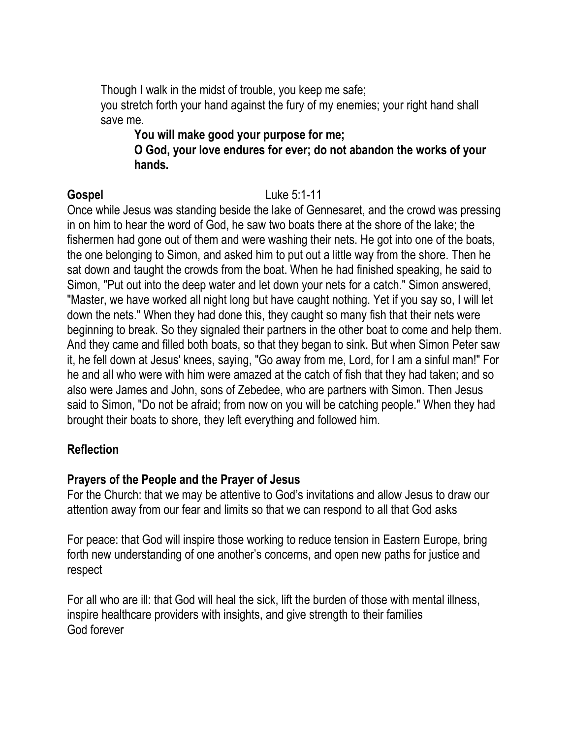Though I walk in the midst of trouble, you keep me safe;
you stretch forth your hand against the fury of my enemies; your right hand shall save me.

**You will make good your purpose for me;**
**O God, your love endures for ever; do not abandon the works of your hands.**

**Gospel** Luke 5:1-11

Once while Jesus was standing beside the lake of Gennesaret, and the crowd was pressing in on him to hear the word of God, he saw two boats there at the shore of the lake; the fishermen had gone out of them and were washing their nets. He got into one of the boats, the one belonging to Simon, and asked him to put out a little way from the shore. Then he sat down and taught the crowds from the boat. When he had finished speaking, he said to Simon, "Put out into the deep water and let down your nets for a catch." Simon answered, "Master, we have worked all night long but have caught nothing. Yet if you say so, I will let down the nets." When they had done this, they caught so many fish that their nets were beginning to break. So they signaled their partners in the other boat to come and help them. And they came and filled both boats, so that they began to sink. But when Simon Peter saw it, he fell down at Jesus' knees, saying, "Go away from me, Lord, for I am a sinful man!" For he and all who were with him were amazed at the catch of fish that they had taken; and so also were James and John, sons of Zebedee, who are partners with Simon. Then Jesus said to Simon, "Do not be afraid; from now on you will be catching people." When they had brought their boats to shore, they left everything and followed him.

**Reflection**

**Prayers of the People and the Prayer of Jesus**

For the Church: that we may be attentive to God's invitations and allow Jesus to draw our attention away from our fear and limits so that we can respond to all that God asks

For peace: that God will inspire those working to reduce tension in Eastern Europe, bring forth new understanding of one another's concerns, and open new paths for justice and respect

For all who are ill: that God will heal the sick, lift the burden of those with mental illness, inspire healthcare providers with insights, and give strength to their families
God forever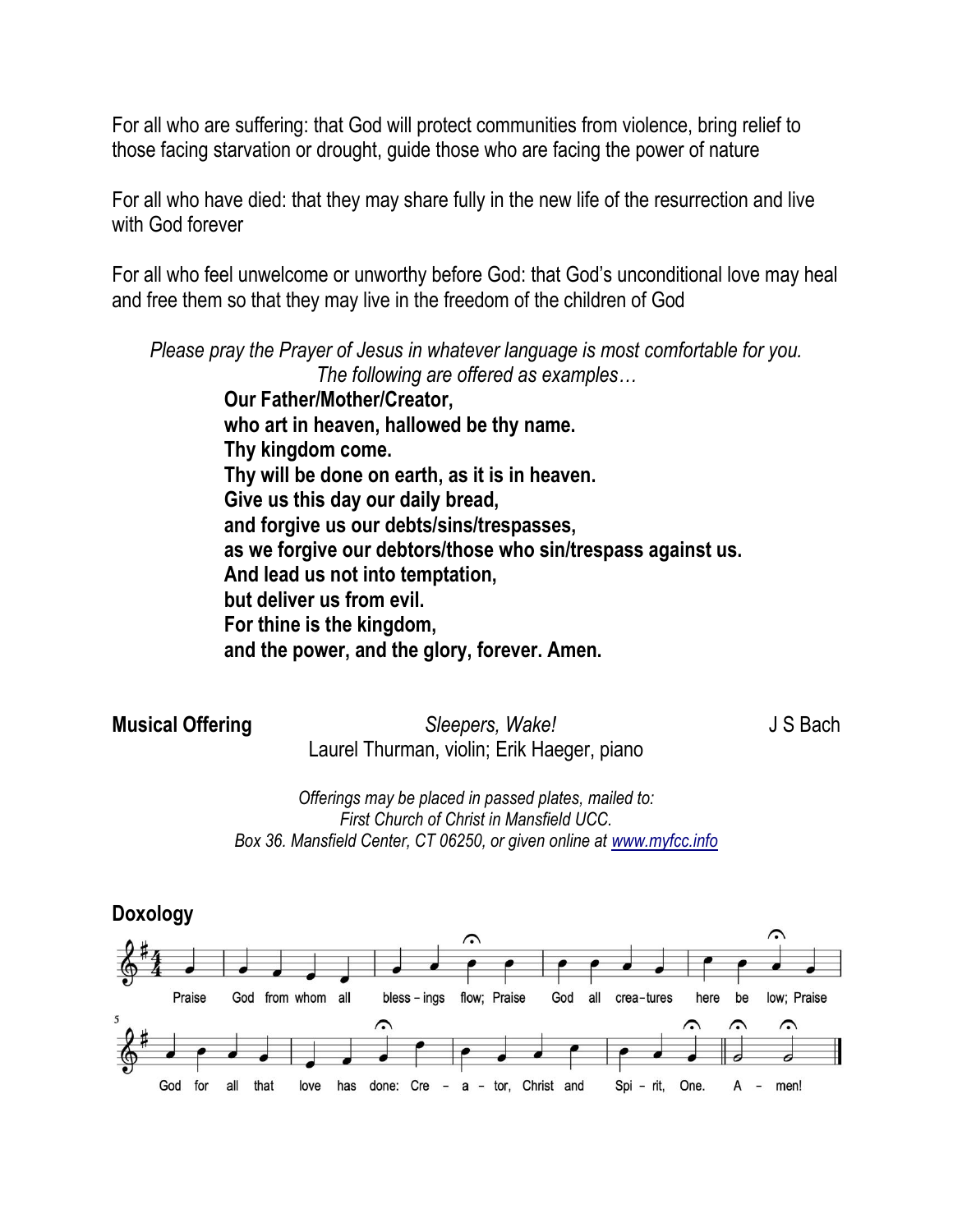For all who are suffering: that God will protect communities from violence, bring relief to those facing starvation or drought, guide those who are facing the power of nature

For all who have died: that they may share fully in the new life of the resurrection and live with God forever

For all who feel unwelcome or unworthy before God: that God's unconditional love may heal and free them so that they may live in the freedom of the children of God

*Please pray the Prayer of Jesus in whatever language is most comfortable for you.*
*The following are offered as examples…*

**Our Father/Mother/Creator,**
**who art in heaven, hallowed be thy name.**
**Thy kingdom come.**
**Thy will be done on earth, as it is in heaven.**
**Give us this day our daily bread,**
**and forgive us our debts/sins/trespasses,**
**as we forgive our debtors/those who sin/trespass against us.**
**And lead us not into temptation,**
**but deliver us from evil.**
**For thine is the kingdom,**
**and the power, and the glory, forever. Amen.**

**Musical Offering** *Sleepers, Wake!* J S Bach
Laurel Thurman, violin; Erik Haeger, piano

*Offerings may be placed in passed plates, mailed to:*
*First Church of Christ in Mansfield UCC.*
*Box 36. Mansfield Center, CT 06250, or given online at [www.myfcc.info](www.myfcc.info)*

**Doxology**

Praise God from whom all bless – ings flow; Praise God all crea – tures here be low; Praise God for all that love has done: Cre – a – tor, Christ and Spi – rit, One. A – men!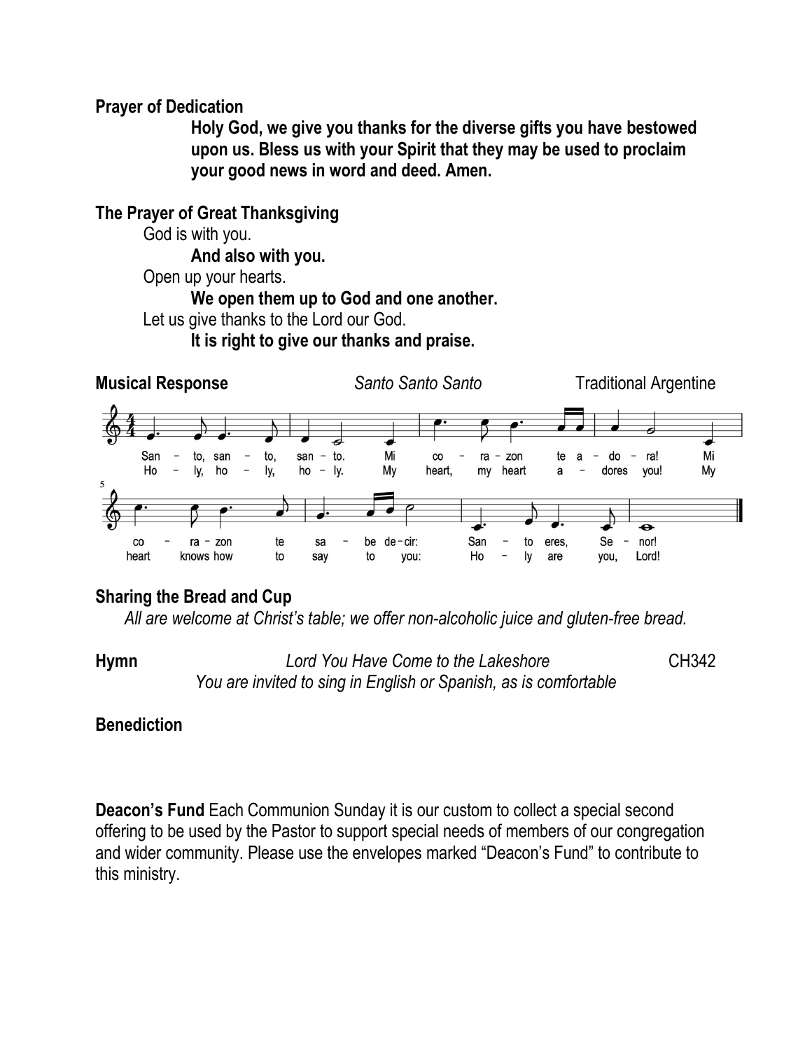**Prayer of Dedication**

**Holy God, we give you thanks for the diverse gifts you have bestowed upon us. Bless us with your Spirit that they may be used to proclaim your good news in word and deed. Amen.**

**The Prayer of Great Thanksgiving**

God is with you.

**And also with you.**

Open up your hearts.

**We open them up to God and one another.**

Let us give thanks to the Lord our God.

**It is right to give our thanks and praise.**

**Musical Response** *Santo Santo Santo* Traditional Argentine

San – to, san – to, san – to. Mi co – ra – zon te a – do – ra! Mi co – ra – zon te sa – be de – cir: San – to eres, Se – nor!

Ho – ly, ho – ly, ho – ly. My heart, my heart a – dores you! My heart knows how to say to you: Ho – ly are you, Lord!

**Sharing the Bread and Cup**

*All are welcome at Christ's table; we offer non-alcoholic juice and gluten-free bread.*

**Hymn** *Lord You Have Come to the Lakeshore* CH342

*You are invited to sing in English or Spanish, as is comfortable*

**Benediction**

**Deacon's Fund** Each Communion Sunday it is our custom to collect a special second offering to be used by the Pastor to support special needs of members of our congregation and wider community. Please use the envelopes marked "Deacon's Fund" to contribute to this ministry.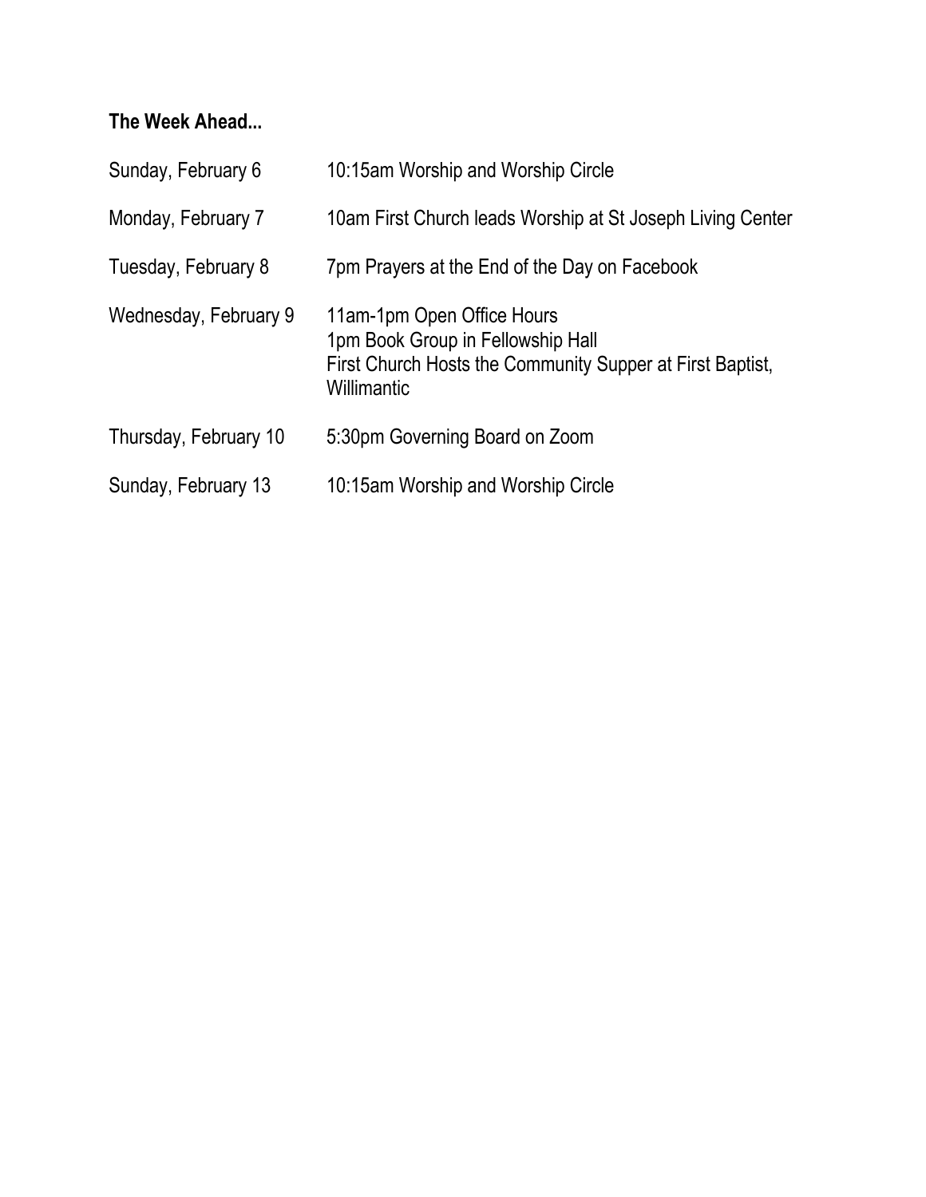**The Week Ahead...**

| | |
|---|---|
| Sunday, February 6 | 10:15am Worship and Worship Circle |
| Monday, February 7 | 10am First Church leads Worship at St Joseph Living Center |
| Tuesday, February 8 | 7pm Prayers at the End of the Day on Facebook |
| Wednesday, February 9 | 11am-1pm Open Office Hours<br>1pm Book Group in Fellowship Hall<br>First Church Hosts the Community Supper at First Baptist, Willimantic |
| Thursday, February 10 | 5:30pm Governing Board on Zoom |
| Sunday, February 13 | 10:15am Worship and Worship Circle |